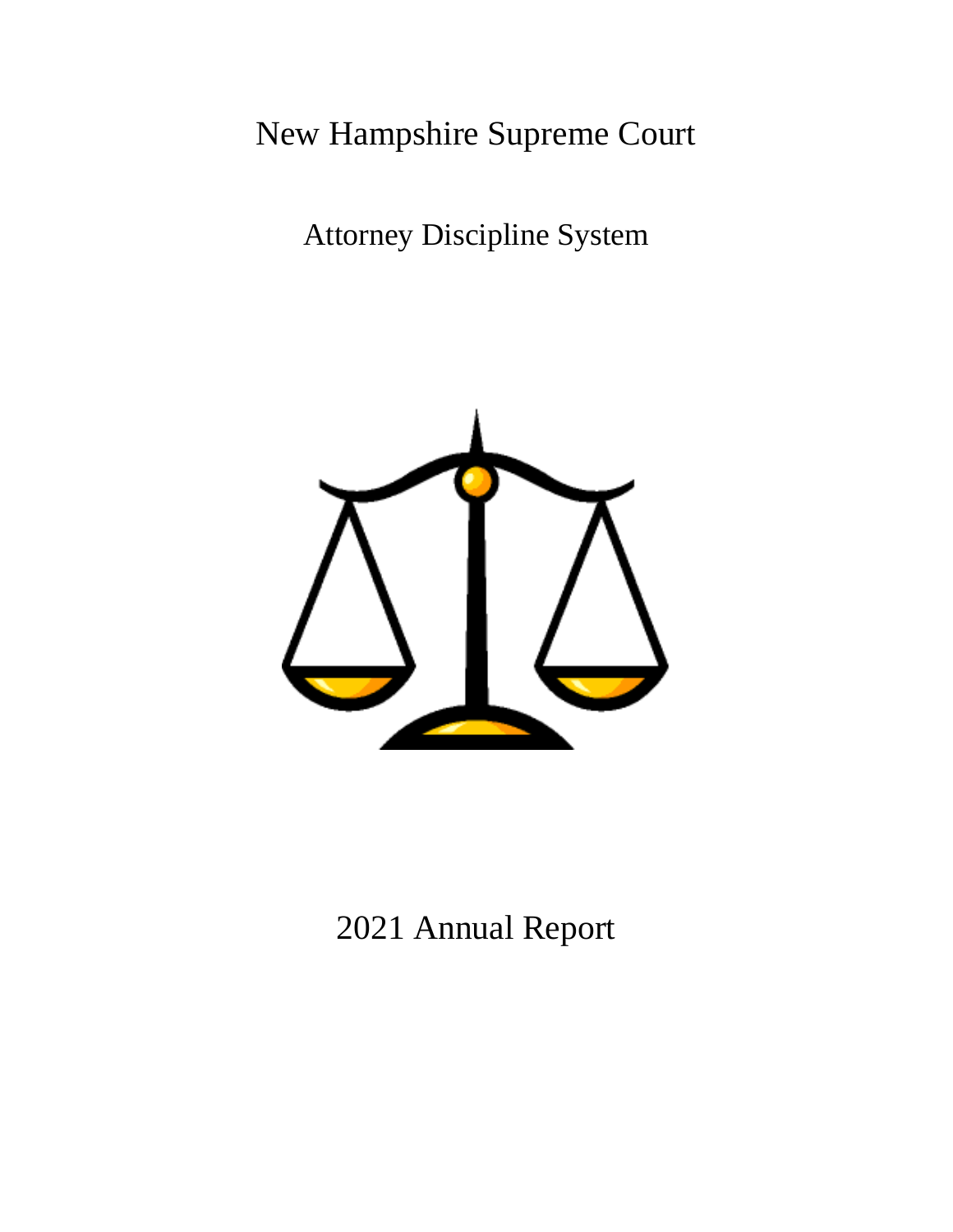# New Hampshire Supreme Court

## Attorney Discipline System

## 2021 Annual Report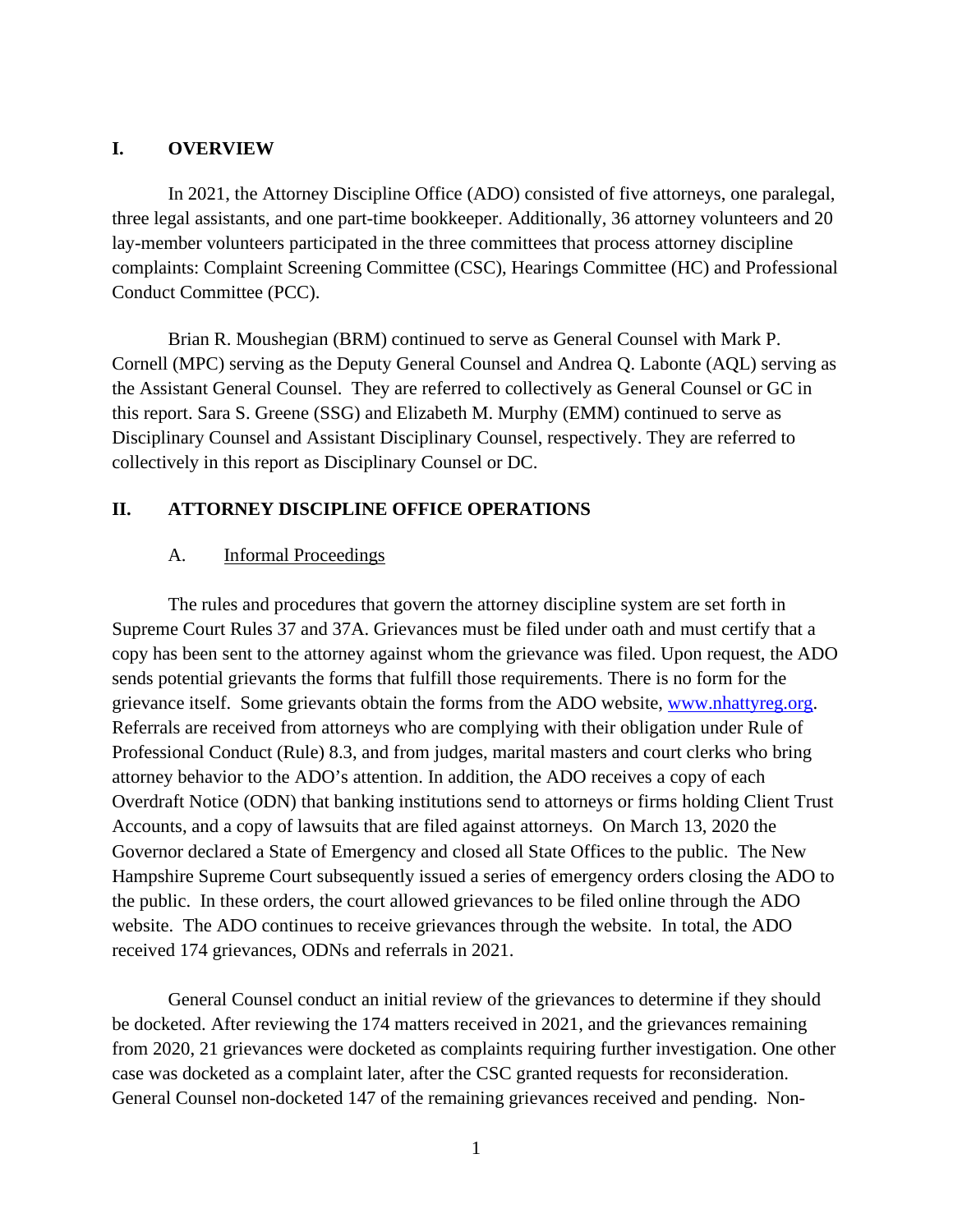## I. OVERVIEW

In 2021, the Attorney Discipline Office (ADO) consisted of five attorneys, one paralegal, three legal assistants, and one part-time bookkeeper. Additionally, 36 attorney volunteers and 20 lay-member volunteers participated in the three committees that process attorney discipline complaints: Complaint Screening Committee (CSC), Hearings Committee (HC) and Professional Conduct Committee (PCC).

Brian R. Moushegian (BRM) continued to serve as General Counsel with Mark P. Cornell (MPC) serving as the Deputy General Counsel and Andrea Q. Labonte (AQL) serving as the Assistant General Counsel. They are referred to collectively as General Counsel or GC in this report. Sara S. Greene (SSG) and Elizabeth M. Murphy (EMM) continued to serve as Disciplinary Counsel and Assistant Disciplinary Counsel, respectively. They are referred to collectively in this report as Disciplinary Counsel or DC.

## II. ATTORNEY DISCIPLINE OFFICE OPERATIONS

### A. Informal Proceedings

The rules and procedures that govern the attorney discipline system are set forth in Supreme Court Rules 37 and 37A. Grievances must be filed under oath and must certify that a copy has been sent to the attorney against whom the grievance was filed. Upon request, the ADO sends potential grievants the forms that fulfill those requirements. There is no form for the grievance itself. Some grievants obtain the forms from the ADO website, www.nhattyreg.org. Referrals are received from attorneys who are complying with their obligation under Rule of Professional Conduct (Rule) 8.3, and from judges, marital masters and court clerks who bring attorney behavior to the ADO's attention. In addition, the ADO receives a copy of each Overdraft Notice (ODN) that banking institutions send to attorneys or firms holding Client Trust Accounts, and a copy of lawsuits that are filed against attorneys. On March 13, 2020 the Governor declared a State of Emergency and closed all State Offices to the public. The New Hampshire Supreme Court subsequently issued a series of emergency orders closing the ADO to the public. In these orders, the court allowed grievances to be filed online through the ADO website. The ADO continues to receive grievances through the website. In total, the ADO received 174 grievances, ODNs and referrals in 2021.

General Counsel conduct an initial review of the grievances to determine if they should be docketed. After reviewing the 174 matters received in 2021, and the grievances remaining from 2020, 21 grievances were docketed as complaints requiring further investigation. One other case was docketed as a complaint later, after the CSC granted requests for reconsideration. General Counsel non-docketed 147 of the remaining grievances received and pending. Non-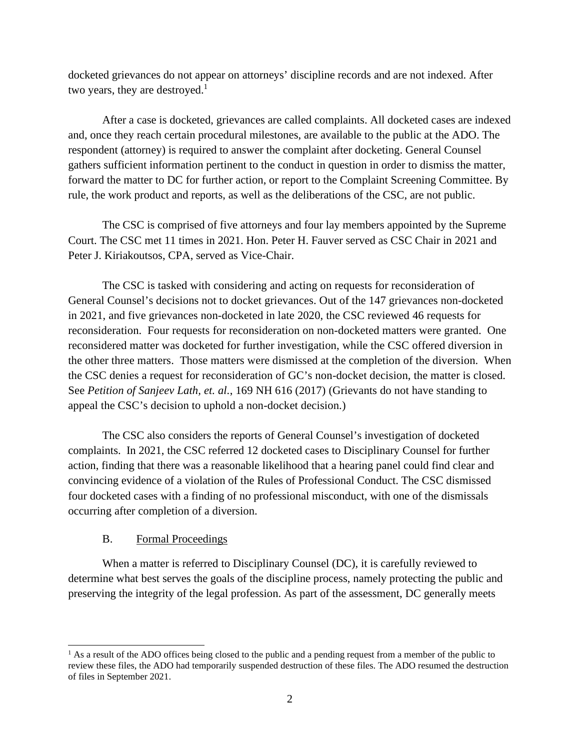docketed grievances do not appear on attorneys' discipline records and are not indexed. After two years, they are destroyed.[1]

After a case is docketed, grievances are called complaints. All docketed cases are indexed and, once they reach certain procedural milestones, are available to the public at the ADO. The respondent (attorney) is required to answer the complaint after docketing. General Counsel gathers sufficient information pertinent to the conduct in question in order to dismiss the matter, forward the matter to DC for further action, or report to the Complaint Screening Committee. By rule, the work product and reports, as well as the deliberations of the CSC, are not public.

The CSC is comprised of five attorneys and four lay members appointed by the Supreme Court. The CSC met 11 times in 2021. Hon. Peter H. Fauver served as CSC Chair in 2021 and Peter J. Kiriakoutsos, CPA, served as Vice-Chair.

The CSC is tasked with considering and acting on requests for reconsideration of General Counsel's decisions not to docket grievances. Out of the 147 grievances non-docketed in 2021, and five grievances non-docketed in late 2020, the CSC reviewed 46 requests for reconsideration. Four requests for reconsideration on non-docketed matters were granted. One reconsidered matter was docketed for further investigation, while the CSC offered diversion in the other three matters. Those matters were dismissed at the completion of the diversion. When the CSC denies a request for reconsideration of GC's non-docket decision, the matter is closed. See *Petition of Sanjeev Lath, et. al.*, 169 NH 616 (2017) (Grievants do not have standing to appeal the CSC's decision to uphold a non-docket decision.)

The CSC also considers the reports of General Counsel's investigation of docketed complaints. In 2021, the CSC referred 12 docketed cases to Disciplinary Counsel for further action, finding that there was a reasonable likelihood that a hearing panel could find clear and convincing evidence of a violation of the Rules of Professional Conduct. The CSC dismissed four docketed cases with a finding of no professional misconduct, with one of the dismissals occurring after completion of a diversion.

### B. Formal Proceedings

When a matter is referred to Disciplinary Counsel (DC), it is carefully reviewed to determine what best serves the goals of the discipline process, namely protecting the public and preserving the integrity of the legal profession. As part of the assessment, DC generally meets

[1] As a result of the ADO offices being closed to the public and a pending request from a member of the public to review these files, the ADO had temporarily suspended destruction of these files. The ADO resumed the destruction of files in September 2021.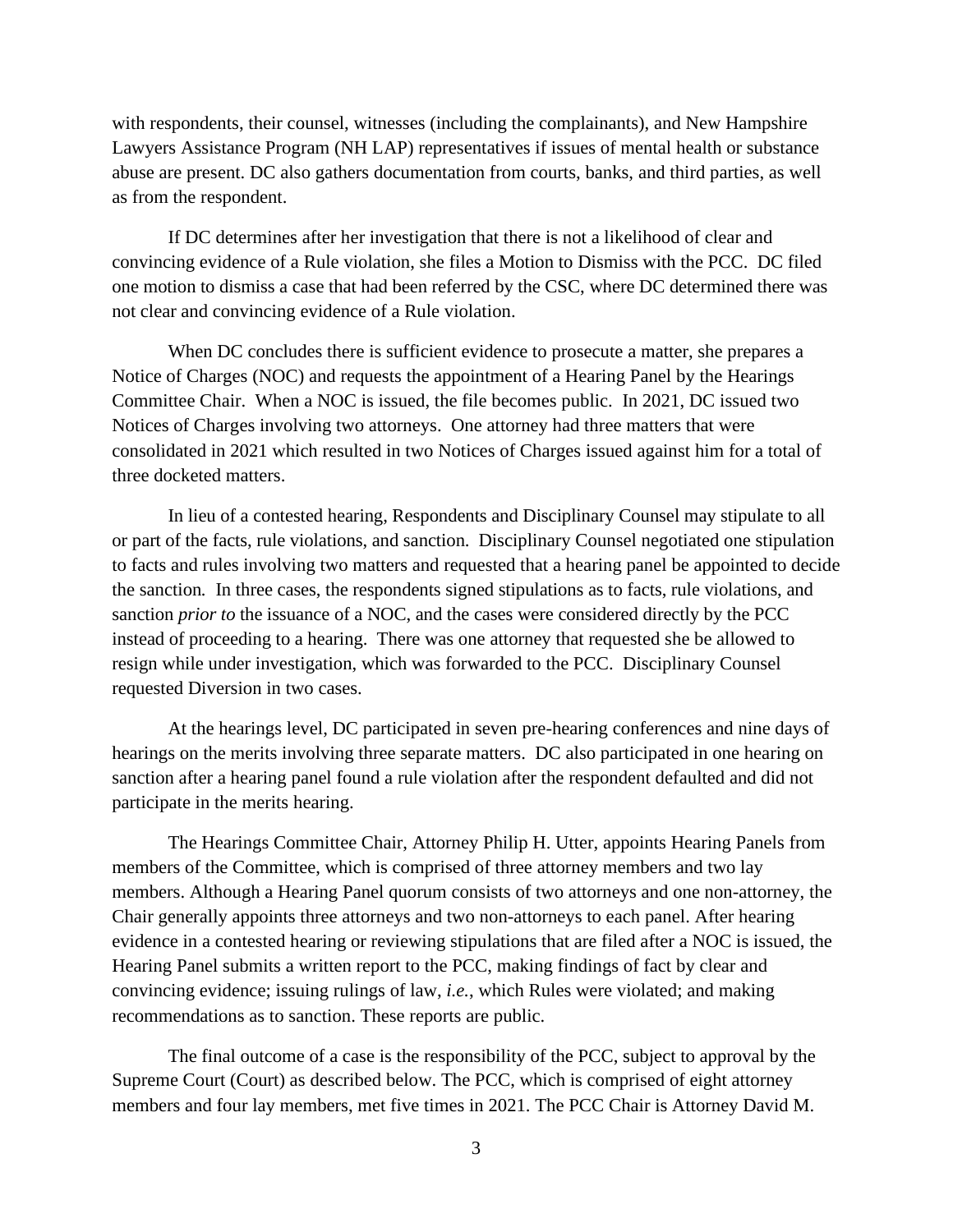with respondents, their counsel, witnesses (including the complainants), and New Hampshire Lawyers Assistance Program (NH LAP) representatives if issues of mental health or substance abuse are present. DC also gathers documentation from courts, banks, and third parties, as well as from the respondent.

If DC determines after her investigation that there is not a likelihood of clear and convincing evidence of a Rule violation, she files a Motion to Dismiss with the PCC. DC filed one motion to dismiss a case that had been referred by the CSC, where DC determined there was not clear and convincing evidence of a Rule violation.

When DC concludes there is sufficient evidence to prosecute a matter, she prepares a Notice of Charges (NOC) and requests the appointment of a Hearing Panel by the Hearings Committee Chair. When a NOC is issued, the file becomes public. In 2021, DC issued two Notices of Charges involving two attorneys. One attorney had three matters that were consolidated in 2021 which resulted in two Notices of Charges issued against him for a total of three docketed matters.

In lieu of a contested hearing, Respondents and Disciplinary Counsel may stipulate to all or part of the facts, rule violations, and sanction. Disciplinary Counsel negotiated one stipulation to facts and rules involving two matters and requested that a hearing panel be appointed to decide the sanction. In three cases, the respondents signed stipulations as to facts, rule violations, and sanction *prior to* the issuance of a NOC, and the cases were considered directly by the PCC instead of proceeding to a hearing. There was one attorney that requested she be allowed to resign while under investigation, which was forwarded to the PCC. Disciplinary Counsel requested Diversion in two cases.

At the hearings level, DC participated in seven pre-hearing conferences and nine days of hearings on the merits involving three separate matters. DC also participated in one hearing on sanction after a hearing panel found a rule violation after the respondent defaulted and did not participate in the merits hearing.

The Hearings Committee Chair, Attorney Philip H. Utter, appoints Hearing Panels from members of the Committee, which is comprised of three attorney members and two lay members. Although a Hearing Panel quorum consists of two attorneys and one non-attorney, the Chair generally appoints three attorneys and two non-attorneys to each panel. After hearing evidence in a contested hearing or reviewing stipulations that are filed after a NOC is issued, the Hearing Panel submits a written report to the PCC, making findings of fact by clear and convincing evidence; issuing rulings of law, *i.e.*, which Rules were violated; and making recommendations as to sanction. These reports are public.

The final outcome of a case is the responsibility of the PCC, subject to approval by the Supreme Court (Court) as described below. The PCC, which is comprised of eight attorney members and four lay members, met five times in 2021. The PCC Chair is Attorney David M.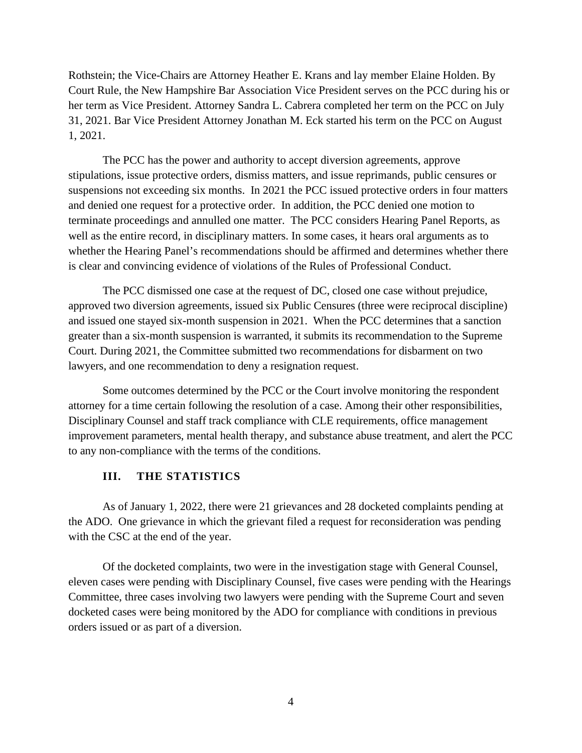Rothstein; the Vice-Chairs are Attorney Heather E. Krans and lay member Elaine Holden. By Court Rule, the New Hampshire Bar Association Vice President serves on the PCC during his or her term as Vice President. Attorney Sandra L. Cabrera completed her term on the PCC on July 31, 2021. Bar Vice President Attorney Jonathan M. Eck started his term on the PCC on August 1, 2021.

The PCC has the power and authority to accept diversion agreements, approve stipulations, issue protective orders, dismiss matters, and issue reprimands, public censures or suspensions not exceeding six months. In 2021 the PCC issued protective orders in four matters and denied one request for a protective order. In addition, the PCC denied one motion to terminate proceedings and annulled one matter. The PCC considers Hearing Panel Reports, as well as the entire record, in disciplinary matters. In some cases, it hears oral arguments as to whether the Hearing Panel's recommendations should be affirmed and determines whether there is clear and convincing evidence of violations of the Rules of Professional Conduct.

The PCC dismissed one case at the request of DC, closed one case without prejudice, approved two diversion agreements, issued six Public Censures (three were reciprocal discipline) and issued one stayed six-month suspension in 2021. When the PCC determines that a sanction greater than a six-month suspension is warranted, it submits its recommendation to the Supreme Court. During 2021, the Committee submitted two recommendations for disbarment on two lawyers, and one recommendation to deny a resignation request.

Some outcomes determined by the PCC or the Court involve monitoring the respondent attorney for a time certain following the resolution of a case. Among their other responsibilities, Disciplinary Counsel and staff track compliance with CLE requirements, office management improvement parameters, mental health therapy, and substance abuse treatment, and alert the PCC to any non-compliance with the terms of the conditions.

## III. THE STATISTICS

As of January 1, 2022, there were 21 grievances and 28 docketed complaints pending at the ADO. One grievance in which the grievant filed a request for reconsideration was pending with the CSC at the end of the year.

Of the docketed complaints, two were in the investigation stage with General Counsel, eleven cases were pending with Disciplinary Counsel, five cases were pending with the Hearings Committee, three cases involving two lawyers were pending with the Supreme Court and seven docketed cases were being monitored by the ADO for compliance with conditions in previous orders issued or as part of a diversion.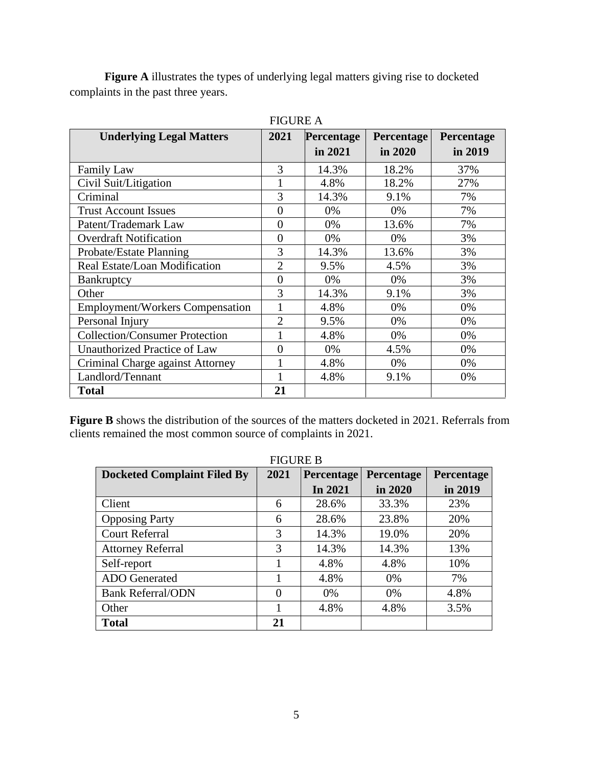**Figure A** illustrates the types of underlying legal matters giving rise to docketed complaints in the past three years.

FIGURE A

| Underlying Legal Matters | 2021 | Percentage in 2021 | Percentage in 2020 | Percentage in 2019 |
|---|---|---|---|---|
| Family Law | 3 | 14.3% | 18.2% | 37% |
| Civil Suit/Litigation | 1 | 4.8% | 18.2% | 27% |
| Criminal | 3 | 14.3% | 9.1% | 7% |
| Trust Account Issues | 0 | 0% | 0% | 7% |
| Patent/Trademark Law | 0 | 0% | 13.6% | 7% |
| Overdraft Notification | 0 | 0% | 0% | 3% |
| Probate/Estate Planning | 3 | 14.3% | 13.6% | 3% |
| Real Estate/Loan Modification | 2 | 9.5% | 4.5% | 3% |
| Bankruptcy | 0 | 0% | 0% | 3% |
| Other | 3 | 14.3% | 9.1% | 3% |
| Employment/Workers Compensation | 1 | 4.8% | 0% | 0% |
| Personal Injury | 2 | 9.5% | 0% | 0% |
| Collection/Consumer Protection | 1 | 4.8% | 0% | 0% |
| Unauthorized Practice of Law | 0 | 0% | 4.5% | 0% |
| Criminal Charge against Attorney | 1 | 4.8% | 0% | 0% |
| Landlord/Tennant | 1 | 4.8% | 9.1% | 0% |
| **Total** | **21** | | | |

**Figure B** shows the distribution of the sources of the matters docketed in 2021. Referrals from clients remained the most common source of complaints in 2021.

FIGURE B

| Docketed Complaint Filed By | 2021 | Percentage In 2021 | Percentage in 2020 | Percentage in 2019 |
|---|---|---|---|---|
| Client | 6 | 28.6% | 33.3% | 23% |
| Opposing Party | 6 | 28.6% | 23.8% | 20% |
| Court Referral | 3 | 14.3% | 19.0% | 20% |
| Attorney Referral | 3 | 14.3% | 14.3% | 13% |
| Self-report | 1 | 4.8% | 4.8% | 10% |
| ADO Generated | 1 | 4.8% | 0% | 7% |
| Bank Referral/ODN | 0 | 0% | 0% | 4.8% |
| Other | 1 | 4.8% | 4.8% | 3.5% |
| **Total** | **21** | | | |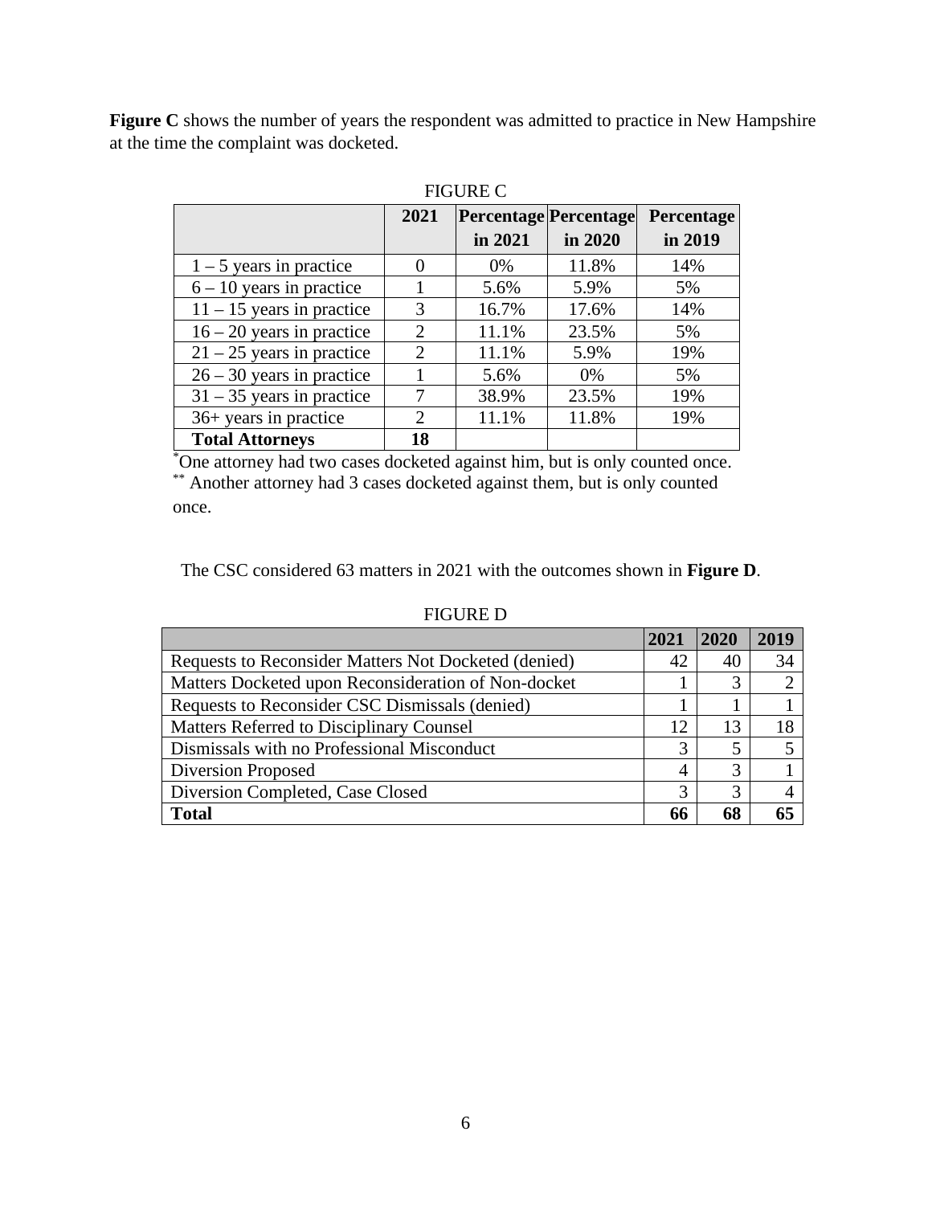**Figure C** shows the number of years the respondent was admitted to practice in New Hampshire at the time the complaint was docketed.

FIGURE C

| | 2021 | Percentage in 2021 | Percentage in 2020 | Percentage in 2019 |
|---|---|---|---|---|
| 1 – 5 years in practice | 0 | 0% | 11.8% | 14% |
| 6 – 10 years in practice | 1 | 5.6% | 5.9% | 5% |
| 11 – 15 years in practice | 3 | 16.7% | 17.6% | 14% |
| 16 – 20 years in practice | 2 | 11.1% | 23.5% | 5% |
| 21 – 25 years in practice | 2 | 11.1% | 5.9% | 19% |
| 26 – 30 years in practice | 1 | 5.6% | 0% | 5% |
| 31 – 35 years in practice | 7 | 38.9% | 23.5% | 19% |
| 36+ years in practice | 2 | 11.1% | 11.8% | 19% |
| **Total Attorneys** | **18** | | | |

*One attorney had two cases docketed against him, but is only counted once.
** Another attorney had 3 cases docketed against them, but is only counted once.

The CSC considered 63 matters in 2021 with the outcomes shown in **Figure D**.

FIGURE D

| | 2021 | 2020 | 2019 |
|---|---|---|---|
| Requests to Reconsider Matters Not Docketed (denied) | 42 | 40 | 34 |
| Matters Docketed upon Reconsideration of Non-docket | 1 | 3 | 2 |
| Requests to Reconsider CSC Dismissals (denied) | 1 | 1 | 1 |
| Matters Referred to Disciplinary Counsel | 12 | 13 | 18 |
| Dismissals with no Professional Misconduct | 3 | 5 | 5 |
| Diversion Proposed | 4 | 3 | 1 |
| Diversion Completed, Case Closed | 3 | 3 | 4 |
| **Total** | **66** | **68** | **65** |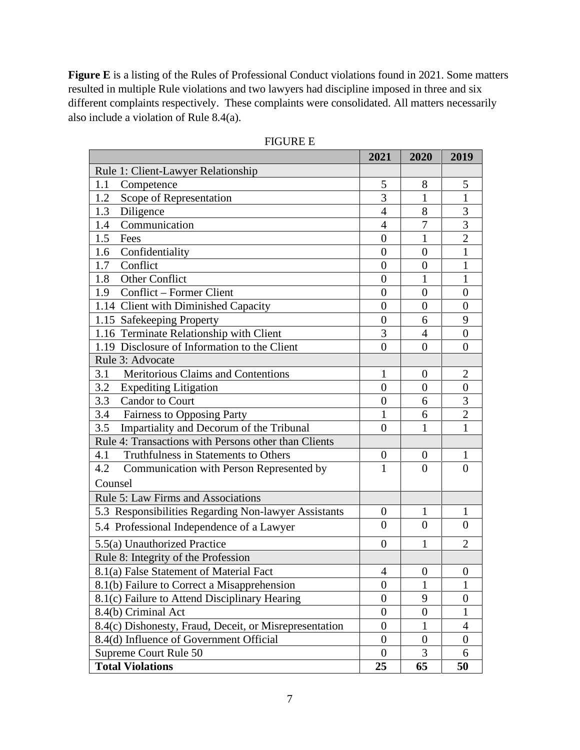**Figure E** is a listing of the Rules of Professional Conduct violations found in 2021. Some matters resulted in multiple Rule violations and two lawyers had discipline imposed in three and six different complaints respectively. These complaints were consolidated. All matters necessarily also include a violation of Rule 8.4(a).

FIGURE E

| | 2021 | 2020 | 2019 |
|---|---|---|---|
| Rule 1: Client-Lawyer Relationship | | | |
| 1.1 Competence | 5 | 8 | 5 |
| 1.2 Scope of Representation | 3 | 1 | 1 |
| 1.3 Diligence | 4 | 8 | 3 |
| 1.4 Communication | 4 | 7 | 3 |
| 1.5 Fees | 0 | 1 | 2 |
| 1.6 Confidentiality | 0 | 0 | 1 |
| 1.7 Conflict | 0 | 0 | 1 |
| 1.8 Other Conflict | 0 | 1 | 1 |
| 1.9 Conflict – Former Client | 0 | 0 | 0 |
| 1.14 Client with Diminished Capacity | 0 | 0 | 0 |
| 1.15 Safekeeping Property | 0 | 6 | 9 |
| 1.16 Terminate Relationship with Client | 3 | 4 | 0 |
| 1.19 Disclosure of Information to the Client | 0 | 0 | 0 |
| Rule 3: Advocate | | | |
| 3.1 Meritorious Claims and Contentions | 1 | 0 | 2 |
| 3.2 Expediting Litigation | 0 | 0 | 0 |
| 3.3 Candor to Court | 0 | 6 | 3 |
| 3.4 Fairness to Opposing Party | 1 | 6 | 2 |
| 3.5 Impartiality and Decorum of the Tribunal | 0 | 1 | 1 |
| Rule 4: Transactions with Persons other than Clients | | | |
| 4.1 Truthfulness in Statements to Others | 0 | 0 | 1 |
| 4.2 Communication with Person Represented by Counsel | 1 | 0 | 0 |
| Rule 5: Law Firms and Associations | | | |
| 5.3 Responsibilities Regarding Non-lawyer Assistants | 0 | 1 | 1 |
| 5.4 Professional Independence of a Lawyer | 0 | 0 | 0 |
| 5.5(a) Unauthorized Practice | 0 | 1 | 2 |
| Rule 8: Integrity of the Profession | | | |
| 8.1(a) False Statement of Material Fact | 4 | 0 | 0 |
| 8.1(b) Failure to Correct a Misapprehension | 0 | 1 | 1 |
| 8.1(c) Failure to Attend Disciplinary Hearing | 0 | 9 | 0 |
| 8.4(b) Criminal Act | 0 | 0 | 1 |
| 8.4(c) Dishonesty, Fraud, Deceit, or Misrepresentation | 0 | 1 | 4 |
| 8.4(d) Influence of Government Official | 0 | 0 | 0 |
| Supreme Court Rule 50 | 0 | 3 | 6 |
| **Total Violations** | **25** | **65** | **50** |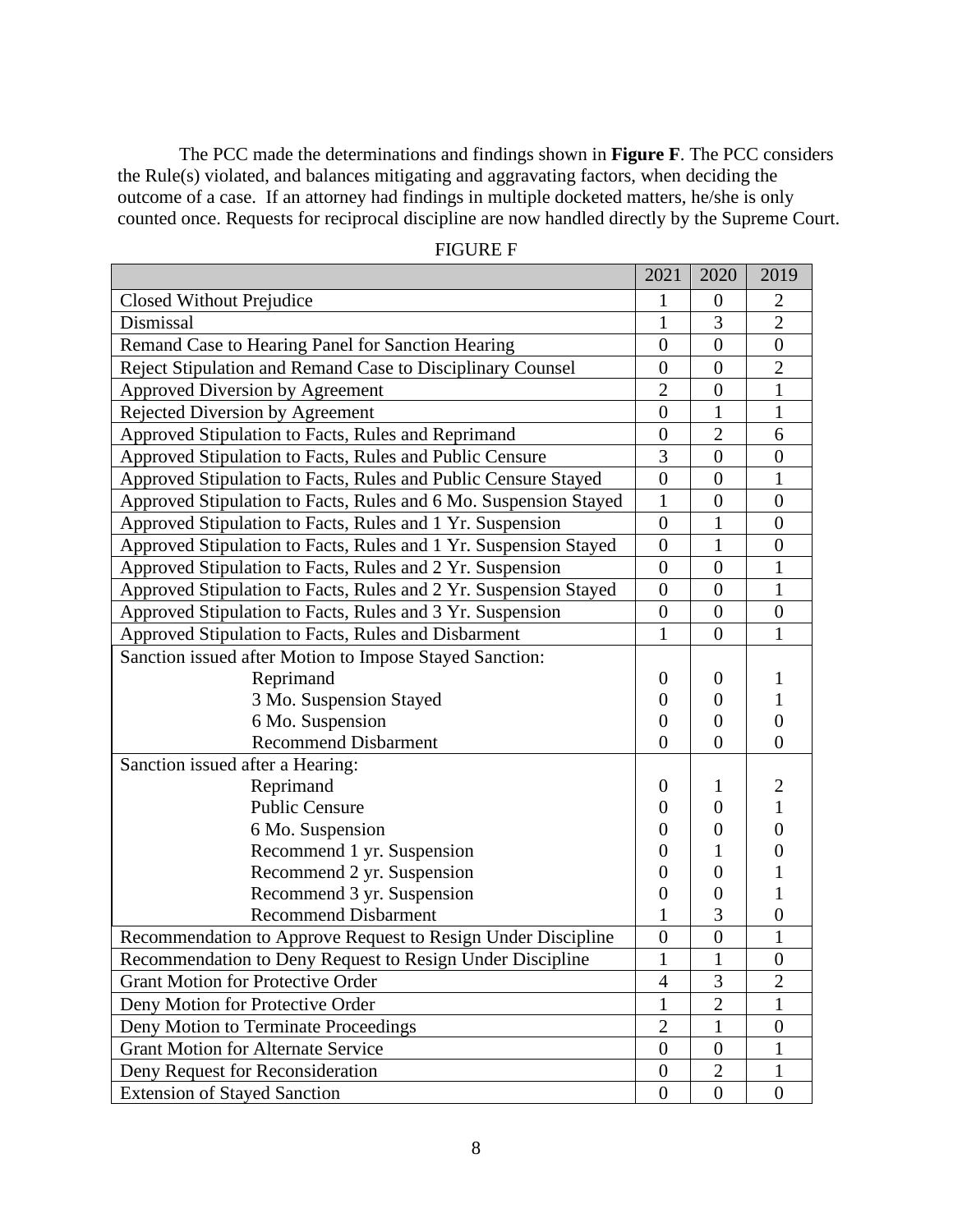The PCC made the determinations and findings shown in **Figure F**. The PCC considers the Rule(s) violated, and balances mitigating and aggravating factors, when deciding the outcome of a case. If an attorney had findings in multiple docketed matters, he/she is only counted once. Requests for reciprocal discipline are now handled directly by the Supreme Court.

FIGURE F

| | 2021 | 2020 | 2019 |
|---|---|---|---|
| Closed Without Prejudice | 1 | 0 | 2 |
| Dismissal | 1 | 3 | 2 |
| Remand Case to Hearing Panel for Sanction Hearing | 0 | 0 | 0 |
| Reject Stipulation and Remand Case to Disciplinary Counsel | 0 | 0 | 2 |
| Approved Diversion by Agreement | 2 | 0 | 1 |
| Rejected Diversion by Agreement | 0 | 1 | 1 |
| Approved Stipulation to Facts, Rules and Reprimand | 0 | 2 | 6 |
| Approved Stipulation to Facts, Rules and Public Censure | 3 | 0 | 0 |
| Approved Stipulation to Facts, Rules and Public Censure Stayed | 0 | 0 | 1 |
| Approved Stipulation to Facts, Rules and 6 Mo. Suspension Stayed | 1 | 0 | 0 |
| Approved Stipulation to Facts, Rules and 1 Yr. Suspension | 0 | 1 | 0 |
| Approved Stipulation to Facts, Rules and 1 Yr. Suspension Stayed | 0 | 1 | 0 |
| Approved Stipulation to Facts, Rules and 2 Yr. Suspension | 0 | 0 | 1 |
| Approved Stipulation to Facts, Rules and 2 Yr. Suspension Stayed | 0 | 0 | 1 |
| Approved Stipulation to Facts, Rules and 3 Yr. Suspension | 0 | 0 | 0 |
| Approved Stipulation to Facts, Rules and Disbarment | 1 | 0 | 1 |
| Sanction issued after Motion to Impose Stayed Sanction: | | | |
| Reprimand | 0 | 0 | 1 |
| 3 Mo. Suspension Stayed | 0 | 0 | 1 |
| 6 Mo. Suspension | 0 | 0 | 0 |
| Recommend Disbarment | 0 | 0 | 0 |
| Sanction issued after a Hearing: | | | |
| Reprimand | 0 | 1 | 2 |
| Public Censure | 0 | 0 | 1 |
| 6 Mo. Suspension | 0 | 0 | 0 |
| Recommend 1 yr. Suspension | 0 | 1 | 0 |
| Recommend 2 yr. Suspension | 0 | 0 | 1 |
| Recommend 3 yr. Suspension | 0 | 0 | 1 |
| Recommend Disbarment | 1 | 3 | 0 |
| Recommendation to Approve Request to Resign Under Discipline | 0 | 0 | 1 |
| Recommendation to Deny Request to Resign Under Discipline | 1 | 1 | 0 |
| Grant Motion for Protective Order | 4 | 3 | 2 |
| Deny Motion for Protective Order | 1 | 2 | 1 |
| Deny Motion to Terminate Proceedings | 2 | 1 | 0 |
| Grant Motion for Alternate Service | 0 | 0 | 1 |
| Deny Request for Reconsideration | 0 | 2 | 1 |
| Extension of Stayed Sanction | 0 | 0 | 0 |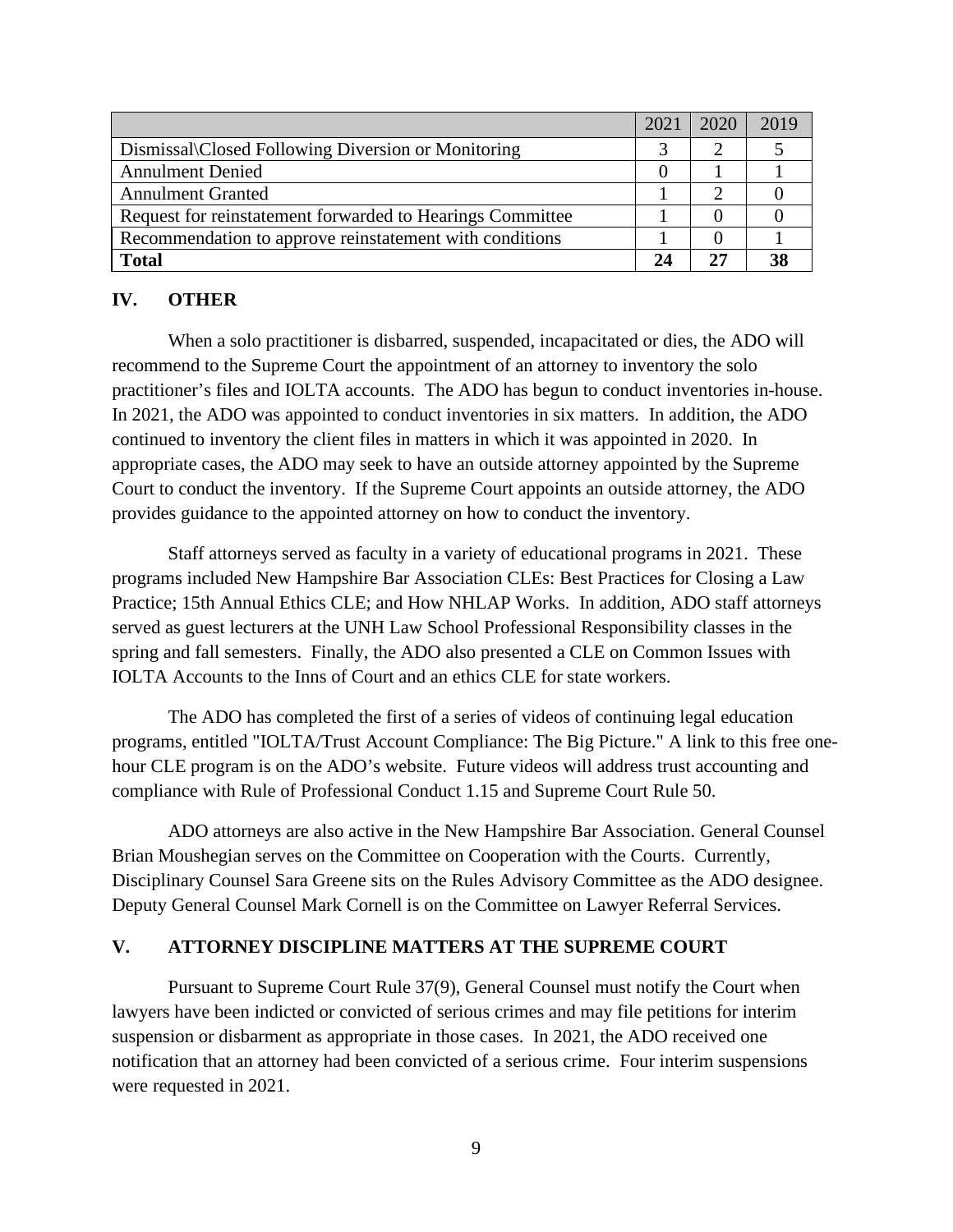| | 2021 | 2020 | 2019 |
|---|---|---|---|
| Dismissal\Closed Following Diversion or Monitoring | 3 | 2 | 5 |
| Annulment Denied | 0 | 1 | 1 |
| Annulment Granted | 1 | 2 | 0 |
| Request for reinstatement forwarded to Hearings Committee | 1 | 0 | 0 |
| Recommendation to approve reinstatement with conditions | 1 | 0 | 1 |
| **Total** | **24** | **27** | **38** |

## IV. OTHER

When a solo practitioner is disbarred, suspended, incapacitated or dies, the ADO will recommend to the Supreme Court the appointment of an attorney to inventory the solo practitioner's files and IOLTA accounts. The ADO has begun to conduct inventories in-house. In 2021, the ADO was appointed to conduct inventories in six matters. In addition, the ADO continued to inventory the client files in matters in which it was appointed in 2020. In appropriate cases, the ADO may seek to have an outside attorney appointed by the Supreme Court to conduct the inventory. If the Supreme Court appoints an outside attorney, the ADO provides guidance to the appointed attorney on how to conduct the inventory.

Staff attorneys served as faculty in a variety of educational programs in 2021. These programs included New Hampshire Bar Association CLEs: Best Practices for Closing a Law Practice; 15th Annual Ethics CLE; and How NHLAP Works. In addition, ADO staff attorneys served as guest lecturers at the UNH Law School Professional Responsibility classes in the spring and fall semesters. Finally, the ADO also presented a CLE on Common Issues with IOLTA Accounts to the Inns of Court and an ethics CLE for state workers.

The ADO has completed the first of a series of videos of continuing legal education programs, entitled "IOLTA/Trust Account Compliance: The Big Picture." A link to this free one-hour CLE program is on the ADO's website. Future videos will address trust accounting and compliance with Rule of Professional Conduct 1.15 and Supreme Court Rule 50.

ADO attorneys are also active in the New Hampshire Bar Association. General Counsel Brian Moushegian serves on the Committee on Cooperation with the Courts. Currently, Disciplinary Counsel Sara Greene sits on the Rules Advisory Committee as the ADO designee. Deputy General Counsel Mark Cornell is on the Committee on Lawyer Referral Services.

## V. ATTORNEY DISCIPLINE MATTERS AT THE SUPREME COURT

Pursuant to Supreme Court Rule 37(9), General Counsel must notify the Court when lawyers have been indicted or convicted of serious crimes and may file petitions for interim suspension or disbarment as appropriate in those cases. In 2021, the ADO received one notification that an attorney had been convicted of a serious crime. Four interim suspensions were requested in 2021.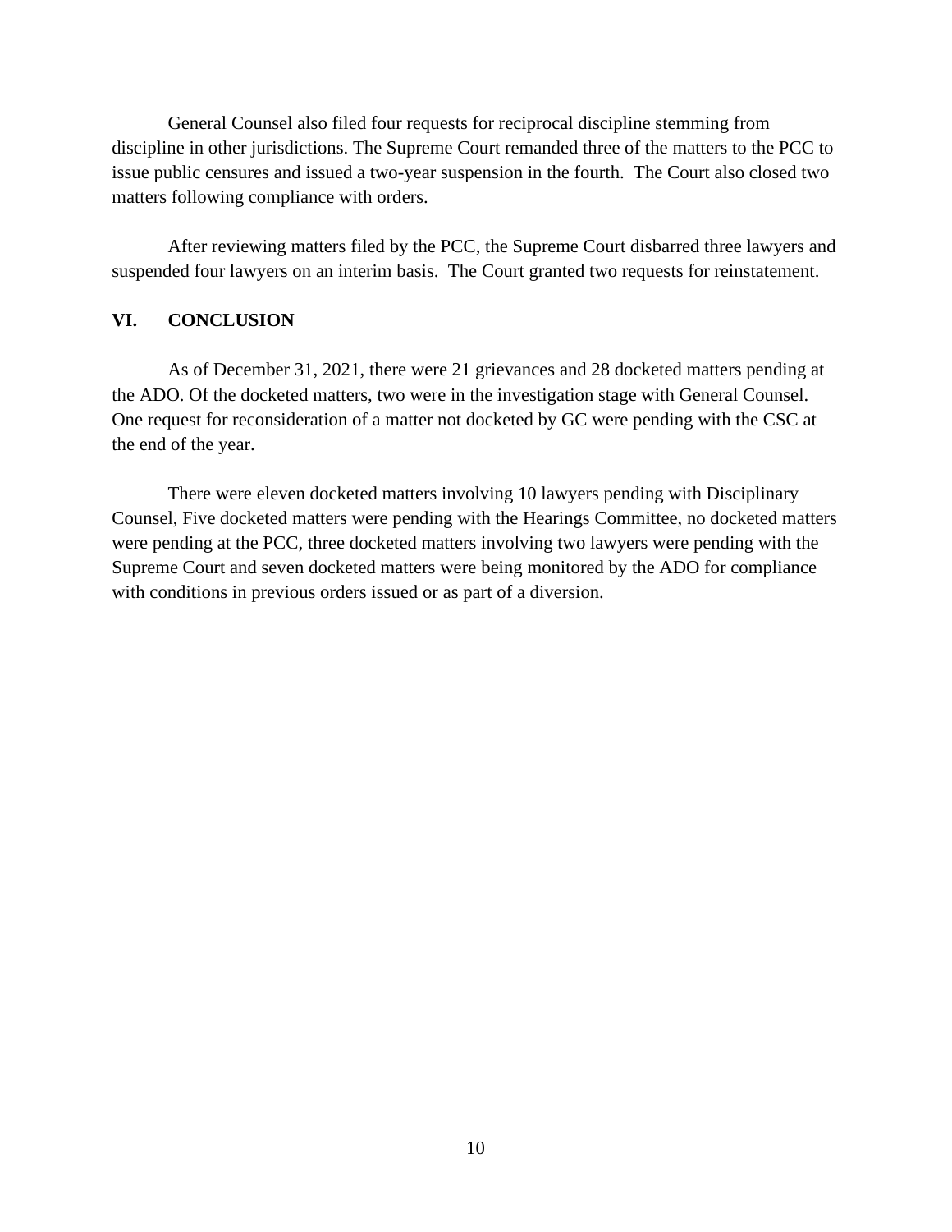General Counsel also filed four requests for reciprocal discipline stemming from discipline in other jurisdictions. The Supreme Court remanded three of the matters to the PCC to issue public censures and issued a two-year suspension in the fourth. The Court also closed two matters following compliance with orders.

After reviewing matters filed by the PCC, the Supreme Court disbarred three lawyers and suspended four lawyers on an interim basis. The Court granted two requests for reinstatement.

## VI. CONCLUSION

As of December 31, 2021, there were 21 grievances and 28 docketed matters pending at the ADO. Of the docketed matters, two were in the investigation stage with General Counsel. One request for reconsideration of a matter not docketed by GC were pending with the CSC at the end of the year.

There were eleven docketed matters involving 10 lawyers pending with Disciplinary Counsel, Five docketed matters were pending with the Hearings Committee, no docketed matters were pending at the PCC, three docketed matters involving two lawyers were pending with the Supreme Court and seven docketed matters were being monitored by the ADO for compliance with conditions in previous orders issued or as part of a diversion.